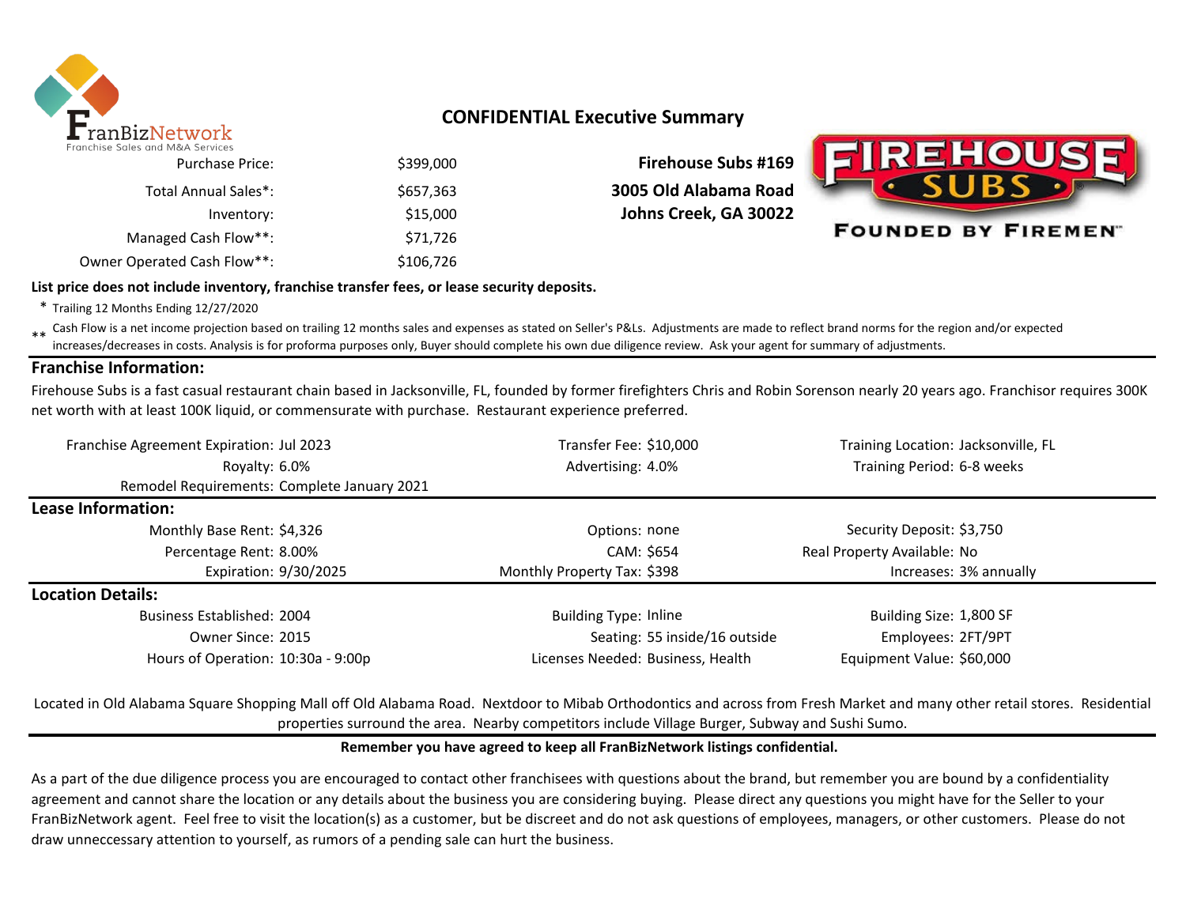FranBizNetwork
Franchise Sales and M&A Services

## CONFIDENTIAL Executive Summary

**Firehouse Subs #169**
**3005 Old Alabama Road**
**Johns Creek, GA 30022**

FIREHOUSE SUBS
FOUNDED BY FIREMEN™

| | |
|---|---|
| Purchase Price: | $399,000 |
| Total Annual Sales*: | $657,363 |
| Inventory: | $15,000 |
| Managed Cash Flow**: | $71,726 |
| Owner Operated Cash Flow**: | $106,726 |

**List price does not include inventory, franchise transfer fees, or lease security deposits.**

\* Trailing 12 Months Ending 12/27/2020

** Cash Flow is a net income projection based on trailing 12 months sales and expenses as stated on Seller's P&Ls. Adjustments are made to reflect brand norms for the region and/or expected increases/decreases in costs. Analysis is for proforma purposes only, Buyer should complete his own due diligence review. Ask your agent for summary of adjustments.

## Franchise Information:

Firehouse Subs is a fast casual restaurant chain based in Jacksonville, FL, founded by former firefighters Chris and Robin Sorenson nearly 20 years ago. Franchisor requires 300K net worth with at least 100K liquid, or commensurate with purchase. Restaurant experience preferred.

| | | | | | |
|---|---|---|---|---|---|
| Franchise Agreement Expiration: | Jul 2023 | Transfer Fee: | $10,000 | Training Location: | Jacksonville, FL |
| Royalty: | 6.0% | Advertising: | 4.0% | Training Period: | 6-8 weeks |
| Remodel Requirements: | Complete January 2021 | | | | |

## Lease Information:

| | | | | | |
|---|---|---|---|---|---|
| Monthly Base Rent: | $4,326 | Options: | none | Security Deposit: | $3,750 |
| Percentage Rent: | 8.00% | CAM: | $654 | Real Property Available: | No |
| Expiration: | 9/30/2025 | Monthly Property Tax: | $398 | Increases: | 3% annually |

## Location Details:

| | | | | | |
|---|---|---|---|---|---|
| Business Established: | 2004 | Building Type: | Inline | Building Size: | 1,800 SF |
| Owner Since: | 2015 | Seating: | 55 inside/16 outside | Employees: | 2FT/9PT |
| Hours of Operation: | 10:30a - 9:00p | Licenses Needed: | Business, Health | Equipment Value: | $60,000 |

Located in Old Alabama Square Shopping Mall off Old Alabama Road. Nextdoor to Mibab Orthodontics and across from Fresh Market and many other retail stores. Residential properties surround the area. Nearby competitors include Village Burger, Subway and Sushi Sumo.

**Remember you have agreed to keep all FranBizNetwork listings confidential.**

As a part of the due diligence process you are encouraged to contact other franchisees with questions about the brand, but remember you are bound by a confidentiality agreement and cannot share the location or any details about the business you are considering buying. Please direct any questions you might have for the Seller to your FranBizNetwork agent. Feel free to visit the location(s) as a customer, but be discreet and do not ask questions of employees, managers, or other customers. Please do not draw unneccessary attention to yourself, as rumors of a pending sale can hurt the business.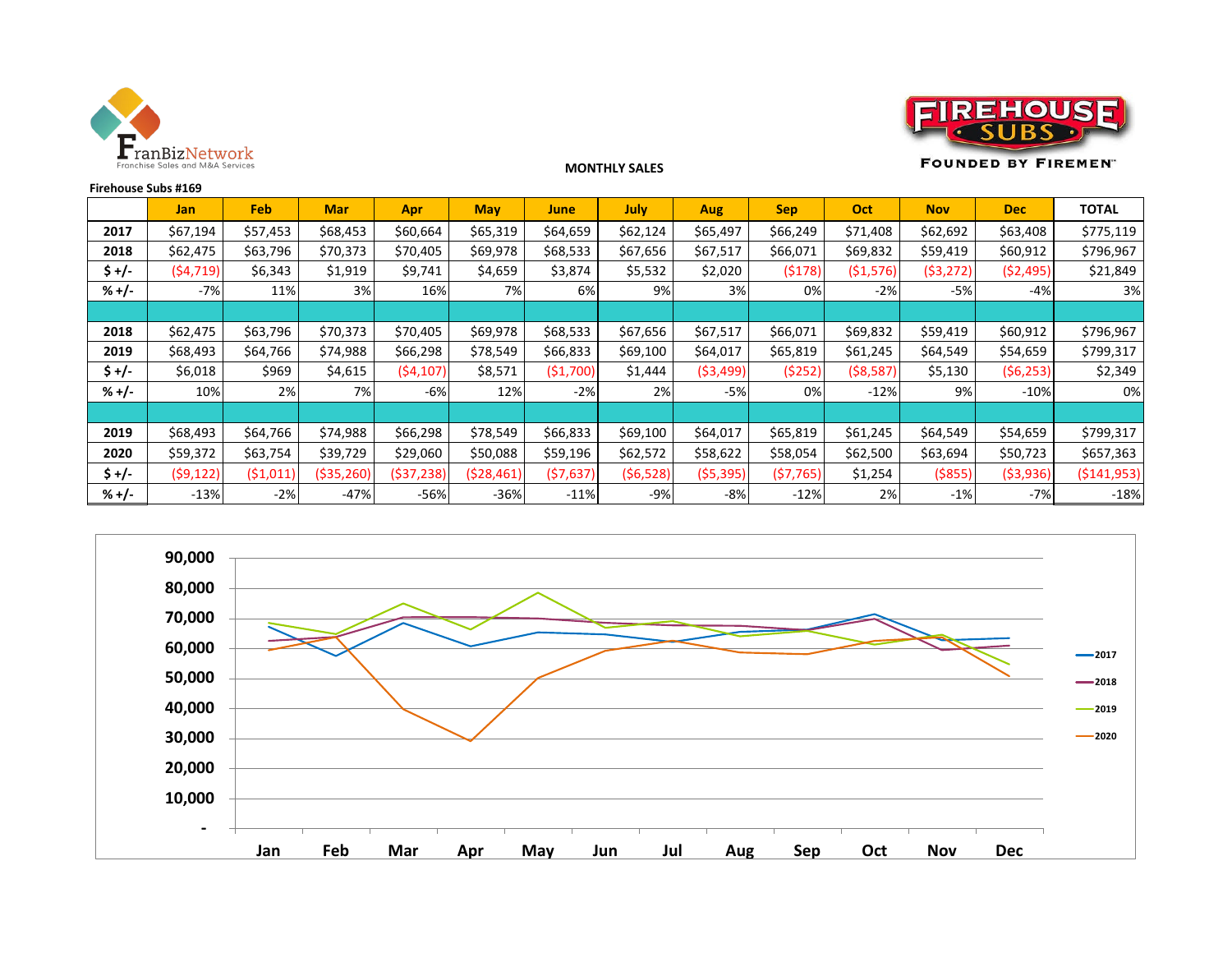**MONTHLY SALES**

**Firehouse Subs #169**

| | Jan | Feb | Mar | Apr | May | June | July | Aug | Sep | Oct | Nov | Dec | TOTAL |
|---|---|---|---|---|---|---|---|---|---|---|---|---|---|
| **2017** | $67,194 | $57,453 | $68,453 | $60,664 | $65,319 | $64,659 | $62,124 | $65,497 | $66,249 | $71,408 | $62,692 | $63,408 | $775,119 |
| **2018** | $62,475 | $63,796 | $70,373 | $70,405 | $69,978 | $68,533 | $67,656 | $67,517 | $66,071 | $69,832 | $59,419 | $60,912 | $796,967 |
| **$ +/-** | ($4,719) | $6,343 | $1,919 | $9,741 | $4,659 | $3,874 | $5,532 | $2,020 | ($178) | ($1,576) | ($3,272) | ($2,495) | $21,849 |
| **% +/-** | -7% | 11% | 3% | 16% | 7% | 6% | 9% | 3% | 0% | -2% | -5% | -4% | 3% |
| | | | | | | | | | | | | | |
| **2018** | $62,475 | $63,796 | $70,373 | $70,405 | $69,978 | $68,533 | $67,656 | $67,517 | $66,071 | $69,832 | $59,419 | $60,912 | $796,967 |
| **2019** | $68,493 | $64,766 | $74,988 | $66,298 | $78,549 | $66,833 | $69,100 | $64,017 | $65,819 | $61,245 | $64,549 | $54,659 | $799,317 |
| **$ +/-** | $6,018 | $969 | $4,615 | ($4,107) | $8,571 | ($1,700) | $1,444 | ($3,499) | ($252) | ($8,587) | $5,130 | ($6,253) | $2,349 |
| **% +/-** | 10% | 2% | 7% | -6% | 12% | -2% | 2% | -5% | 0% | -12% | 9% | -10% | 0% |
| | | | | | | | | | | | | | |
| **2019** | $68,493 | $64,766 | $74,988 | $66,298 | $78,549 | $66,833 | $69,100 | $64,017 | $65,819 | $61,245 | $64,549 | $54,659 | $799,317 |
| **2020** | $59,372 | $63,754 | $39,729 | $29,060 | $50,088 | $59,196 | $62,572 | $58,622 | $58,054 | $62,500 | $63,694 | $50,723 | $657,363 |
| **$ +/-** | ($9,122) | ($1,011) | ($35,260) | ($37,238) | ($28,461) | ($7,637) | ($6,528) | ($5,395) | ($7,765) | $1,254 | ($855) | ($3,936) | ($141,953) |
| **% +/-** | -13% | -2% | -47% | -56% | -36% | -11% | -9% | -8% | -12% | 2% | -1% | -7% | -18% |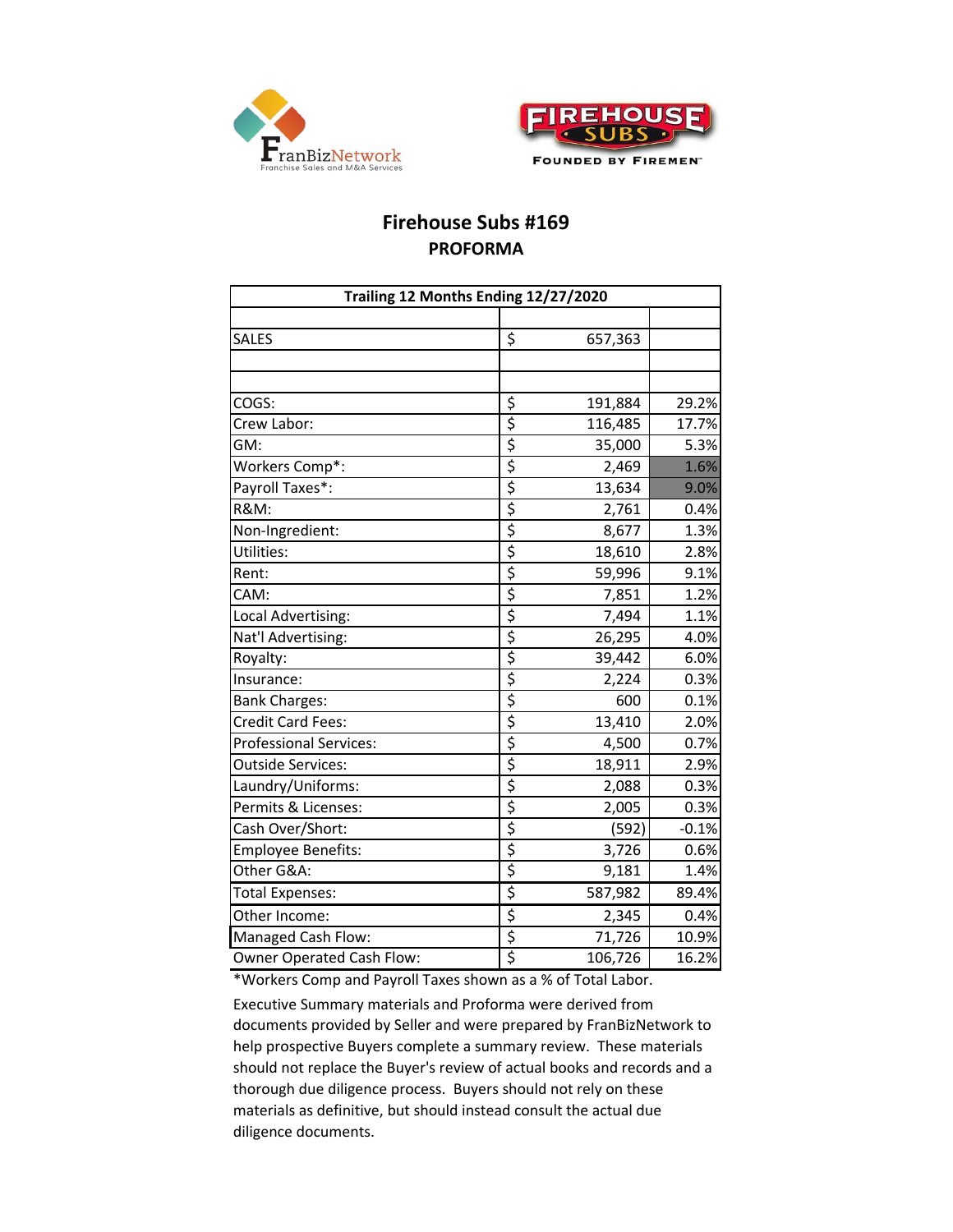# Firehouse Subs #169

## PROFORMA

| Trailing 12 Months Ending 12/27/2020 | | | |
|---|---|---|---|
| | | | |
| SALES | $ | 657,363 | |
| | | | |
| | | | |
| COGS: | $ | 191,884 | 29.2% |
| Crew Labor: | $ | 116,485 | 17.7% |
| GM: | $ | 35,000 | 5.3% |
| Workers Comp*: | $ | 2,469 | 1.6% |
| Payroll Taxes*: | $ | 13,634 | 9.0% |
| R&M: | $ | 2,761 | 0.4% |
| Non-Ingredient: | $ | 8,677 | 1.3% |
| Utilities: | $ | 18,610 | 2.8% |
| Rent: | $ | 59,996 | 9.1% |
| CAM: | $ | 7,851 | 1.2% |
| Local Advertising: | $ | 7,494 | 1.1% |
| Nat'l Advertising: | $ | 26,295 | 4.0% |
| Royalty: | $ | 39,442 | 6.0% |
| Insurance: | $ | 2,224 | 0.3% |
| Bank Charges: | $ | 600 | 0.1% |
| Credit Card Fees: | $ | 13,410 | 2.0% |
| Professional Services: | $ | 4,500 | 0.7% |
| Outside Services: | $ | 18,911 | 2.9% |
| Laundry/Uniforms: | $ | 2,088 | 0.3% |
| Permits & Licenses: | $ | 2,005 | 0.3% |
| Cash Over/Short: | $ | (592) | -0.1% |
| Employee Benefits: | $ | 3,726 | 0.6% |
| Other G&A: | $ | 9,181 | 1.4% |
| Total Expenses: | $ | 587,982 | 89.4% |
| Other Income: | $ | 2,345 | 0.4% |
| Managed Cash Flow: | $ | 71,726 | 10.9% |
| Owner Operated Cash Flow: | $ | 106,726 | 16.2% |

*Workers Comp and Payroll Taxes shown as a % of Total Labor.

Executive Summary materials and Proforma were derived from documents provided by Seller and were prepared by FranBizNetwork to help prospective Buyers complete a summary review. These materials should not replace the Buyer's review of actual books and records and a thorough due diligence process. Buyers should not rely on these materials as definitive, but should instead consult the actual due diligence documents.